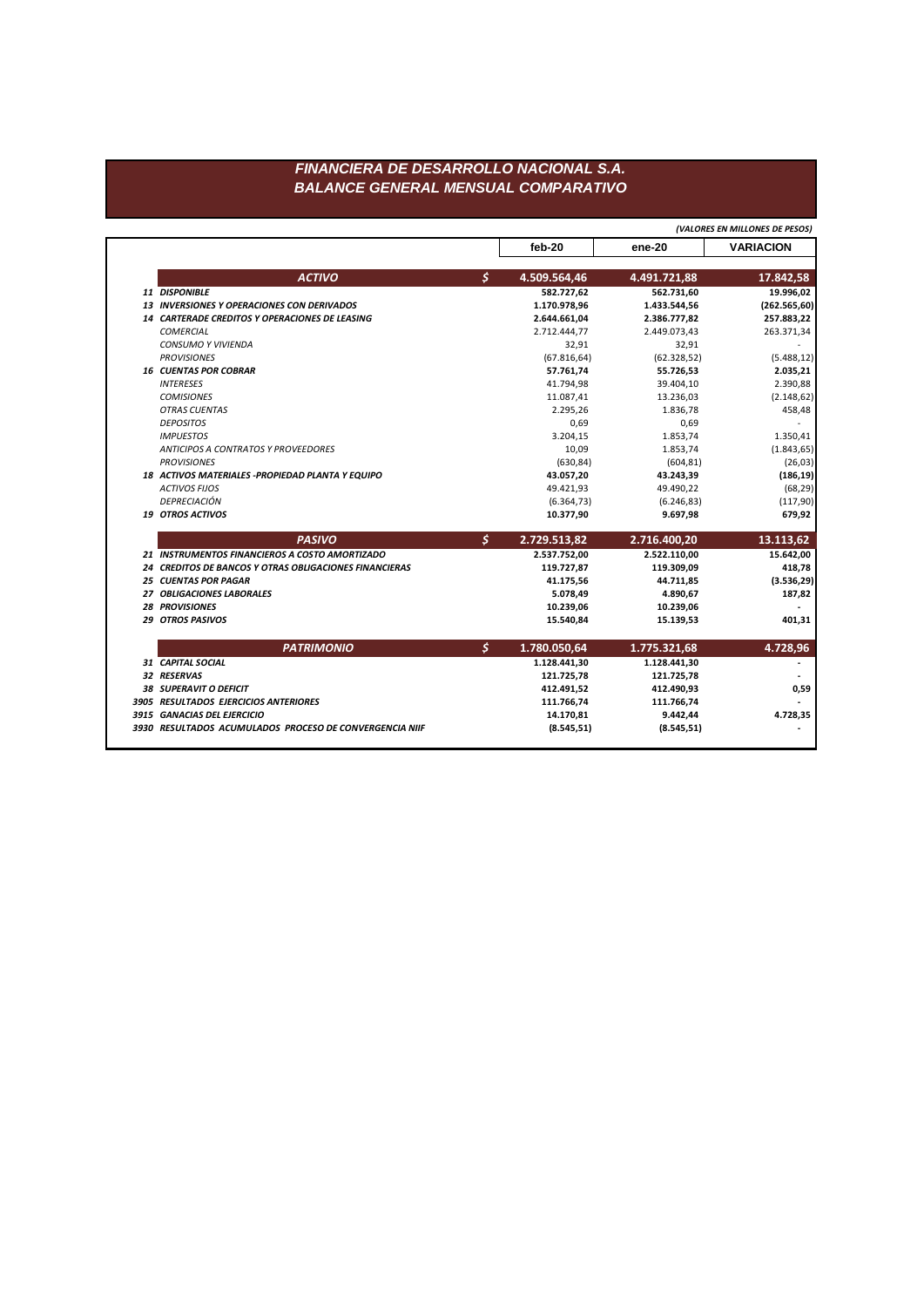# FINANCIERA DE DESARROLLO NACIONAL S.A.
## BALANCE GENERAL MENSUAL COMPARATIVO

*(VALORES EN MILLONES DE PESOS)*

| | | feb-20 | ene-20 | VARIACION |
|---|---|---|---|---|
| | ***ACTIVO*** | **$ 4.509.564,46** | **4.491.721,88** | **17.842,58** |
| 11 | ***DISPONIBLE*** | **582.727,62** | **562.731,60** | **19.996,02** |
| 13 | ***INVERSIONES Y OPERACIONES CON DERIVADOS*** | **1.170.978,96** | **1.433.544,56** | **(262.565,60)** |
| 14 | ***CARTERADE CREDITOS Y OPERACIONES DE LEASING*** | **2.644.661,04** | **2.386.777,82** | **257.883,22** |
| | *COMERCIAL* | 2.712.444,77 | 2.449.073,43 | 263.371,34 |
| | *CONSUMO Y VIVIENDA* | 32,91 | 32,91 | - |
| | *PROVISIONES* | (67.816,64) | (62.328,52) | (5.488,12) |
| 16 | ***CUENTAS POR COBRAR*** | **57.761,74** | **55.726,53** | **2.035,21** |
| | *INTERESES* | 41.794,98 | 39.404,10 | 2.390,88 |
| | *COMISIONES* | 11.087,41 | 13.236,03 | (2.148,62) |
| | *OTRAS CUENTAS* | 2.295,26 | 1.836,78 | 458,48 |
| | *DEPOSITOS* | 0,69 | 0,69 | - |
| | *IMPUESTOS* | 3.204,15 | 1.853,74 | 1.350,41 |
| | *ANTICIPOS A CONTRATOS Y PROVEEDORES* | 10,09 | 1.853,74 | (1.843,65) |
| | *PROVISIONES* | (630,84) | (604,81) | (26,03) |
| 18 | ***ACTIVOS MATERIALES -PROPIEDAD PLANTA Y EQUIPO*** | **43.057,20** | **43.243,39** | **(186,19)** |
| | *ACTIVOS FIJOS* | 49.421,93 | 49.490,22 | (68,29) |
| | *DEPRECIACIÓN* | (6.364,73) | (6.246,83) | (117,90) |
| 19 | ***OTROS ACTIVOS*** | **10.377,90** | **9.697,98** | **679,92** |
| | ***PASIVO*** | **$ 2.729.513,82** | **2.716.400,20** | **13.113,62** |
| 21 | ***INSTRUMENTOS FINANCIEROS A COSTO AMORTIZADO*** | **2.537.752,00** | **2.522.110,00** | **15.642,00** |
| 24 | ***CREDITOS DE BANCOS Y OTRAS OBLIGACIONES FINANCIERAS*** | **119.727,87** | **119.309,09** | **418,78** |
| 25 | ***CUENTAS POR PAGAR*** | **41.175,56** | **44.711,85** | **(3.536,29)** |
| 27 | ***OBLIGACIONES LABORALES*** | **5.078,49** | **4.890,67** | **187,82** |
| 28 | ***PROVISIONES*** | **10.239,06** | **10.239,06** | **-** |
| 29 | ***OTROS PASIVOS*** | **15.540,84** | **15.139,53** | **401,31** |
| | ***PATRIMONIO*** | **$ 1.780.050,64** | **1.775.321,68** | **4.728,96** |
| 31 | ***CAPITAL SOCIAL*** | **1.128.441,30** | **1.128.441,30** | **-** |
| 32 | ***RESERVAS*** | **121.725,78** | **121.725,78** | **-** |
| 38 | ***SUPERAVIT O DEFICIT*** | **412.491,52** | **412.490,93** | **0,59** |
| 3905 | ***RESULTADOS EJERCICIOS ANTERIORES*** | **111.766,74** | **111.766,74** | **-** |
| 3915 | ***GANACIAS DEL EJERCICIO*** | **14.170,81** | **9.442,44** | **4.728,35** |
| 3930 | ***RESULTADOS ACUMULADOS PROCESO DE CONVERGENCIA NIIF*** | **(8.545,51)** | **(8.545,51)** | **-** |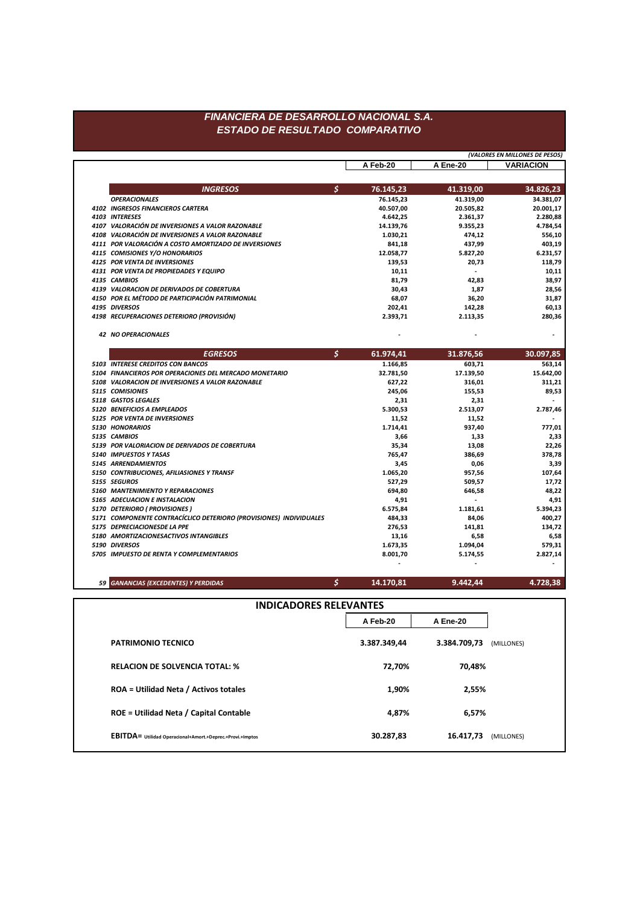# FINANCIERA DE DESARROLLO NACIONAL S.A.
## ESTADO DE RESULTADO COMPARATIVO

*(VALORES EN MILLONES DE PESOS)*

| | | A Feb-20 | A Ene-20 | VARIACION |
|---|---|---|---|---|
| | **INGRESOS** $ | **76.145,23** | **41.319,00** | **34.826,23** |
| | *OPERACIONALES* | 76.145,23 | 41.319,00 | 34.381,07 |
| 4102 | *INGRESOS FINANCIEROS CARTERA* | 40.507,00 | 20.505,82 | 20.001,17 |
| 4103 | *INTERESES* | 4.642,25 | 2.361,37 | 2.280,88 |
| 4107 | *VALORACIÓN DE INVERSIONES A VALOR RAZONABLE* | 14.139,76 | 9.355,23 | 4.784,54 |
| 4108 | *VALORACIÓN DE INVERSIONES A VALOR RAZONABLE* | 1.030,21 | 474,12 | 556,10 |
| 4111 | *POR VALORACIÓN A COSTO AMORTIZADO DE INVERSIONES* | 841,18 | 437,99 | 403,19 |
| 4115 | *COMISIONES Y/O HONORARIOS* | 12.058,77 | 5.827,20 | 6.231,57 |
| 4125 | *POR VENTA DE INVERSIONES* | 139,53 | 20,73 | 118,79 |
| 4131 | *POR VENTA DE PROPIEDADES Y EQUIPO* | 10,11 | - | 10,11 |
| 4135 | *CAMBIOS* | 81,79 | 42,83 | 38,97 |
| 4139 | *VALORACION DE DERIVADOS DE COBERTURA* | 30,43 | 1,87 | 28,56 |
| 4150 | *POR EL MÉTODO DE PARTICIPACIÓN PATRIMONIAL* | 68,07 | 36,20 | 31,87 |
| 4195 | *DIVERSOS* | 202,41 | 142,28 | 60,13 |
| 4198 | *RECUPERACIONES DETERIORO (PROVISIÓN)* | 2.393,71 | 2.113,35 | 280,36 |
| 42 | *NO OPERACIONALES* | - | - | - |
| | **EGRESOS** $ | **61.974,41** | **31.876,56** | **30.097,85** |
| 5103 | *INTERESE CREDITOS CON BANCOS* | 1.166,85 | 603,71 | 563,14 |
| 5104 | *FINANCIEROS POR OPERACIONES DEL MERCADO MONETARIO* | 32.781,50 | 17.139,50 | 15.642,00 |
| 5108 | *VALORACION DE INVERSIONES A VALOR RAZONABLE* | 627,22 | 316,01 | 311,21 |
| 5115 | *COMISIONES* | 245,06 | 155,53 | 89,53 |
| 5118 | *GASTOS LEGALES* | 2,31 | 2,31 | - |
| 5120 | *BENEFICIOS A EMPLEADOS* | 5.300,53 | 2.513,07 | 2.787,46 |
| 5125 | *POR VENTA DE INVERSIONES* | 11,52 | 11,52 | - |
| 5130 | *HONORARIOS* | 1.714,41 | 937,40 | 777,01 |
| 5135 | *CAMBIOS* | 3,66 | 1,33 | 2,33 |
| 5139 | *POR VALORIACION DE DERIVADOS DE COBERTURA* | 35,34 | 13,08 | 22,26 |
| 5140 | *IMPUESTOS Y TASAS* | 765,47 | 386,69 | 378,78 |
| 5145 | *ARRENDAMIENTOS* | 3,45 | 0,06 | 3,39 |
| 5150 | *CONTRIBUCIONES, AFILIASIONES Y TRANSF* | 1.065,20 | 957,56 | 107,64 |
| 5155 | *SEGUROS* | 527,29 | 509,57 | 17,72 |
| 5160 | *MANTENIMIENTO Y REPARACIONES* | 694,80 | 646,58 | 48,22 |
| 5165 | *ADECUACION E INSTALACION* | 4,91 | - | 4,91 |
| 5170 | *DETERIORO ( PROVISIONES )* | 6.575,84 | 1.181,61 | 5.394,23 |
| 5171 | *COMPONENTE CONTRACÍCLICO DETERIORO (PROVISIONES) INDIVIDUALES* | 484,33 | 84,06 | 400,27 |
| 5175 | *DEPRECIACIONESDE LA PPE* | 276,53 | 141,81 | 134,72 |
| 5180 | *AMORTIZACIONESACTIVOS INTANGIBLES* | 13,16 | 6,58 | 6,58 |
| 5190 | *DIVERSOS* | 1.673,35 | 1.094,04 | 579,31 |
| 5705 | *IMPUESTO DE RENTA Y COMPLEMENTARIOS* | 8.001,70 | 5.174,55 | 2.827,14 |
| | | - | - | - |
| 59 | **GANANCIAS (EXCEDENTES) Y PERDIDAS** $ | **14.170,81** | **9.442,44** | **4.728,38** |

## INDICADORES RELEVANTES

| | A Feb-20 | A Ene-20 | |
|---|---|---|---|
| **PATRIMONIO TECNICO** | 3.387.349,44 | 3.384.709,73 | (MILLONES) |
| **RELACION DE SOLVENCIA TOTAL: %** | 72,70% | 70,48% | |
| **ROA = Utilidad Neta / Activos totales** | 1,90% | 2,55% | |
| **ROE = Utilidad Neta / Capital Contable** | 4,87% | 6,57% | |
| **EBITDA=** Utilidad Operacional+Amort.+Deprec.+Provi.+Imptos | 30.287,83 | 16.417,73 | (MILLONES) |